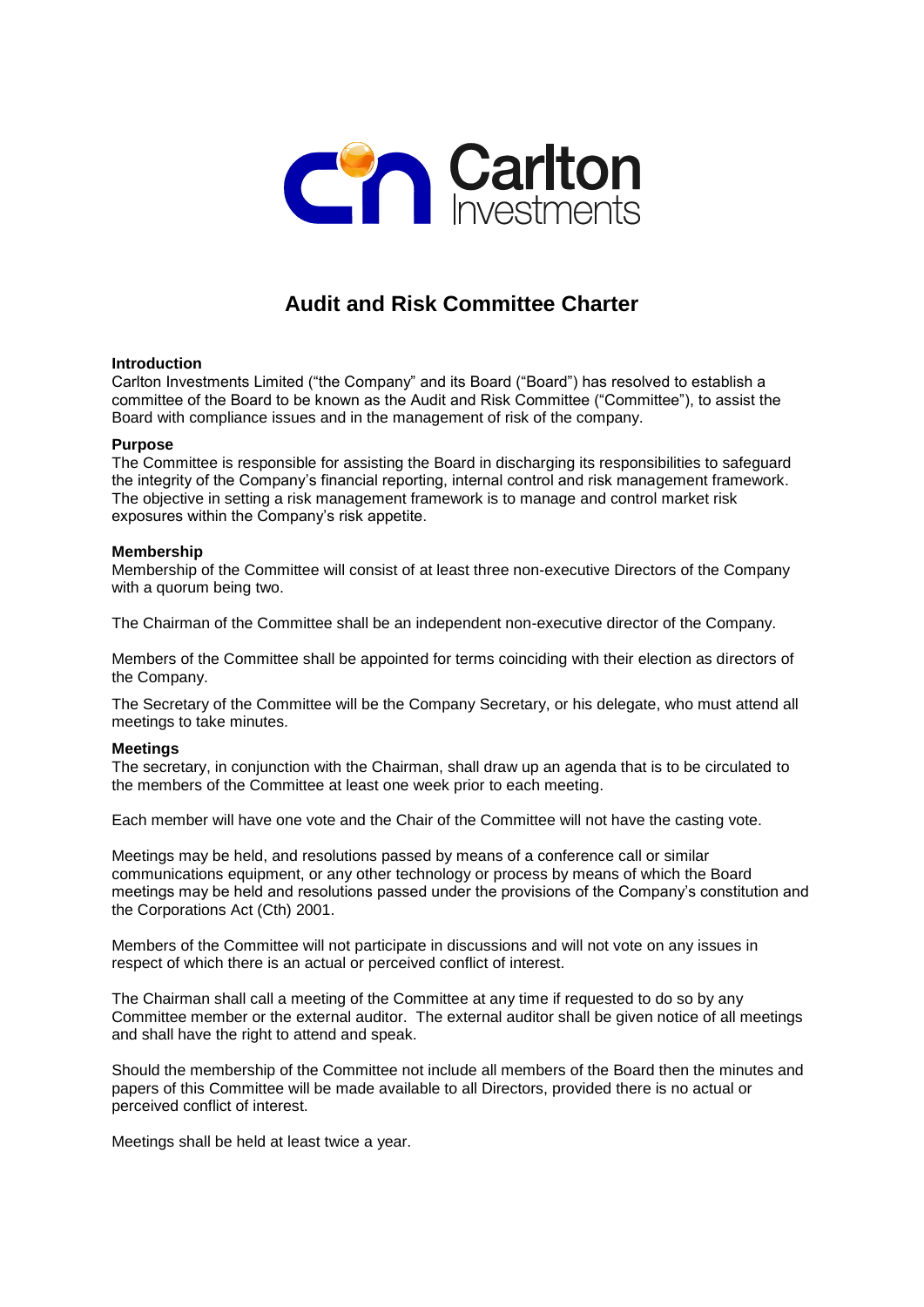Carlton Investments

# Audit and Risk Committee Charter

**Introduction**

Carlton Investments Limited ("the Company" and its Board ("Board") has resolved to establish a committee of the Board to be known as the Audit and Risk Committee ("Committee"), to assist the Board with compliance issues and in the management of risk of the company.

**Purpose**

The Committee is responsible for assisting the Board in discharging its responsibilities to safeguard the integrity of the Company's financial reporting, internal control and risk management framework. The objective in setting a risk management framework is to manage and control market risk exposures within the Company's risk appetite.

**Membership**

Membership of the Committee will consist of at least three non-executive Directors of the Company with a quorum being two.

The Chairman of the Committee shall be an independent non-executive director of the Company.

Members of the Committee shall be appointed for terms coinciding with their election as directors of the Company.

The Secretary of the Committee will be the Company Secretary, or his delegate, who must attend all meetings to take minutes.

**Meetings**

The secretary, in conjunction with the Chairman, shall draw up an agenda that is to be circulated to the members of the Committee at least one week prior to each meeting.

Each member will have one vote and the Chair of the Committee will not have the casting vote.

Meetings may be held, and resolutions passed by means of a conference call or similar communications equipment, or any other technology or process by means of which the Board meetings may be held and resolutions passed under the provisions of the Company's constitution and the Corporations Act (Cth) 2001.

Members of the Committee will not participate in discussions and will not vote on any issues in respect of which there is an actual or perceived conflict of interest.

The Chairman shall call a meeting of the Committee at any time if requested to do so by any Committee member or the external auditor. The external auditor shall be given notice of all meetings and shall have the right to attend and speak.

Should the membership of the Committee not include all members of the Board then the minutes and papers of this Committee will be made available to all Directors, provided there is no actual or perceived conflict of interest.

Meetings shall be held at least twice a year.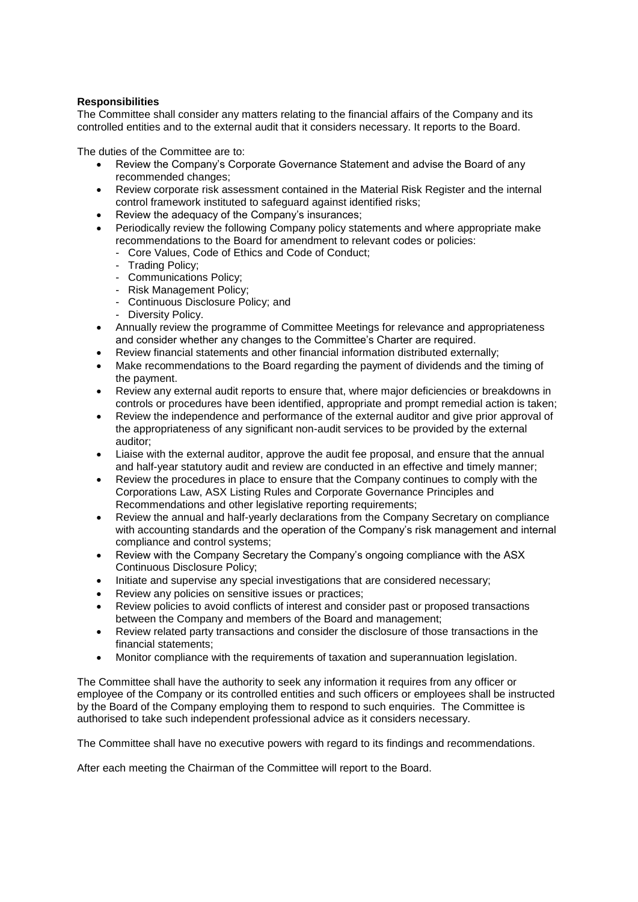**Responsibilities**

The Committee shall consider any matters relating to the financial affairs of the Company and its controlled entities and to the external audit that it considers necessary. It reports to the Board.

The duties of the Committee are to:

- Review the Company's Corporate Governance Statement and advise the Board of any recommended changes;
- Review corporate risk assessment contained in the Material Risk Register and the internal control framework instituted to safeguard against identified risks;
- Review the adequacy of the Company's insurances;
- Periodically review the following Company policy statements and where appropriate make recommendations to the Board for amendment to relevant codes or policies:
  - Core Values, Code of Ethics and Code of Conduct;
  - Trading Policy;
  - Communications Policy;
  - Risk Management Policy;
  - Continuous Disclosure Policy; and
  - Diversity Policy.
- Annually review the programme of Committee Meetings for relevance and appropriateness and consider whether any changes to the Committee's Charter are required.
- Review financial statements and other financial information distributed externally;
- Make recommendations to the Board regarding the payment of dividends and the timing of the payment.
- Review any external audit reports to ensure that, where major deficiencies or breakdowns in controls or procedures have been identified, appropriate and prompt remedial action is taken;
- Review the independence and performance of the external auditor and give prior approval of the appropriateness of any significant non-audit services to be provided by the external auditor;
- Liaise with the external auditor, approve the audit fee proposal, and ensure that the annual and half-year statutory audit and review are conducted in an effective and timely manner;
- Review the procedures in place to ensure that the Company continues to comply with the Corporations Law, ASX Listing Rules and Corporate Governance Principles and Recommendations and other legislative reporting requirements;
- Review the annual and half-yearly declarations from the Company Secretary on compliance with accounting standards and the operation of the Company's risk management and internal compliance and control systems;
- Review with the Company Secretary the Company's ongoing compliance with the ASX Continuous Disclosure Policy;
- Initiate and supervise any special investigations that are considered necessary;
- Review any policies on sensitive issues or practices;
- Review policies to avoid conflicts of interest and consider past or proposed transactions between the Company and members of the Board and management;
- Review related party transactions and consider the disclosure of those transactions in the financial statements;
- Monitor compliance with the requirements of taxation and superannuation legislation.

The Committee shall have the authority to seek any information it requires from any officer or employee of the Company or its controlled entities and such officers or employees shall be instructed by the Board of the Company employing them to respond to such enquiries. The Committee is authorised to take such independent professional advice as it considers necessary.

The Committee shall have no executive powers with regard to its findings and recommendations.

After each meeting the Chairman of the Committee will report to the Board.